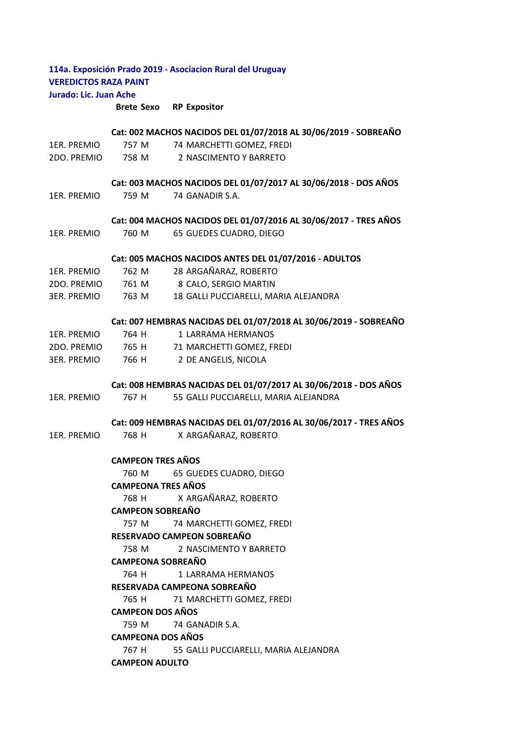**114a. Exposición Prado 2019 - Asociacion Rural del Uruguay**
**VEREDICTOS RAZA PAINT**
**Jurado: Lic. Juan Ache**

| | Brete | Sexo | RP | Expositor |
|---|---|---|---|---|
| | | | | **Cat: 002 MACHOS NACIDOS DEL 01/07/2018 AL 30/06/2019 - SOBREAÑO** |
| 1ER. PREMIO | 757 | M | 74 | MARCHETTI GOMEZ, FREDI |
| 2DO. PREMIO | 758 | M | 2 | NASCIMENTO Y BARRETO |
| | | | | **Cat: 003 MACHOS NACIDOS DEL 01/07/2017 AL 30/06/2018 - DOS AÑOS** |
| 1ER. PREMIO | 759 | M | 74 | GANADIR S.A. |
| | | | | **Cat: 004 MACHOS NACIDOS DEL 01/07/2016 AL 30/06/2017 - TRES AÑOS** |
| 1ER. PREMIO | 760 | M | 65 | GUEDES CUADRO, DIEGO |
| | | | | **Cat: 005 MACHOS NACIDOS ANTES DEL 01/07/2016 - ADULTOS** |
| 1ER. PREMIO | 762 | M | 28 | ARGAÑARAZ, ROBERTO |
| 2DO. PREMIO | 761 | M | 8 | CALO, SERGIO MARTIN |
| 3ER. PREMIO | 763 | M | 18 | GALLI PUCCIARELLI, MARIA ALEJANDRA |
| | | | | **Cat: 007 HEMBRAS NACIDAS DEL 01/07/2018 AL 30/06/2019 - SOBREAÑO** |
| 1ER. PREMIO | 764 | H | 1 | LARRAMA HERMANOS |
| 2DO. PREMIO | 765 | H | 71 | MARCHETTI GOMEZ, FREDI |
| 3ER. PREMIO | 766 | H | 2 | DE ANGELIS, NICOLA |
| | | | | **Cat: 008 HEMBRAS NACIDAS DEL 01/07/2017 AL 30/06/2018 - DOS AÑOS** |
| 1ER. PREMIO | 767 | H | 55 | GALLI PUCCIARELLI, MARIA ALEJANDRA |
| | | | | **Cat: 009 HEMBRAS NACIDAS DEL 01/07/2016 AL 30/06/2017 - TRES AÑOS** |
| 1ER. PREMIO | 768 | H | X | ARGAÑARAZ, ROBERTO |

**CAMPEON TRES AÑOS**
760 M 65 GUEDES CUADRO, DIEGO

**CAMPEONA TRES AÑOS**
768 H X ARGAÑARAZ, ROBERTO

**CAMPEON SOBREAÑO**
757 M 74 MARCHETTI GOMEZ, FREDI

**RESERVADO CAMPEON SOBREAÑO**
758 M 2 NASCIMENTO Y BARRETO

**CAMPEONA SOBREAÑO**
764 H 1 LARRAMA HERMANOS

**RESERVADA CAMPEONA SOBREAÑO**
765 H 71 MARCHETTI GOMEZ, FREDI

**CAMPEON DOS AÑOS**
759 M 74 GANADIR S.A.

**CAMPEONA DOS AÑOS**
767 H 55 GALLI PUCCIARELLI, MARIA ALEJANDRA

**CAMPEON ADULTO**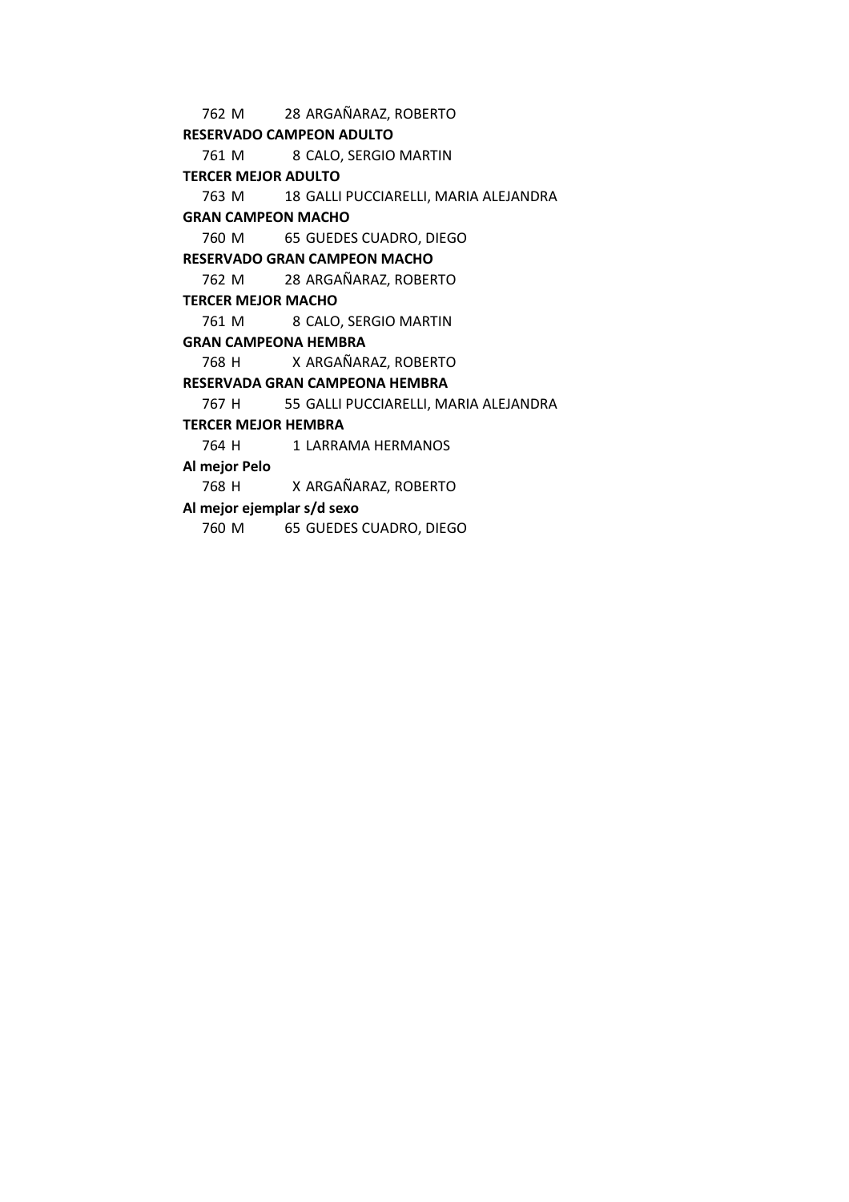762 M 28 ARGAÑARAZ, ROBERTO

**RESERVADO CAMPEON ADULTO**

761 M 8 CALO, SERGIO MARTIN

**TERCER MEJOR ADULTO**

763 M 18 GALLI PUCCIARELLI, MARIA ALEJANDRA

**GRAN CAMPEON MACHO**

760 M 65 GUEDES CUADRO, DIEGO

**RESERVADO GRAN CAMPEON MACHO**

762 M 28 ARGAÑARAZ, ROBERTO

**TERCER MEJOR MACHO**

761 M 8 CALO, SERGIO MARTIN

**GRAN CAMPEONA HEMBRA**

768 H X ARGAÑARAZ, ROBERTO

**RESERVADA GRAN CAMPEONA HEMBRA**

767 H 55 GALLI PUCCIARELLI, MARIA ALEJANDRA

**TERCER MEJOR HEMBRA**

764 H 1 LARRAMA HERMANOS

**Al mejor Pelo**

768 H X ARGAÑARAZ, ROBERTO

**Al mejor ejemplar s/d sexo**

760 M 65 GUEDES CUADRO, DIEGO